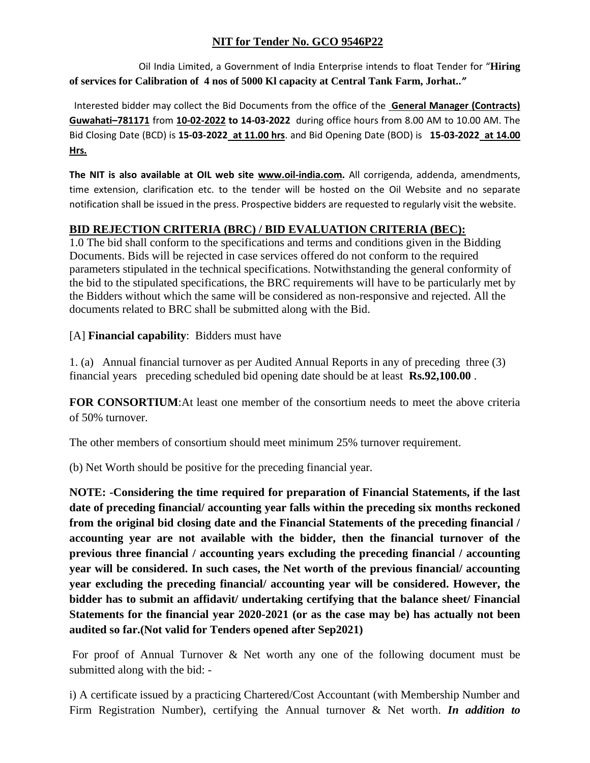## NIT for Tender No. GCO 9546P22

Oil India Limited, a Government of India Enterprise intends to float Tender for "**Hiring of services for Calibration of 4 nos of 5000 Kl capacity at Central Tank Farm, Jorhat..**"

Interested bidder may collect the Bid Documents from the office of the **General Manager (Contracts) Guwahati–781171** from **10-02-2022 to 14-03-2022** during office hours from 8.00 AM to 10.00 AM. The Bid Closing Date (BCD) is **15-03-2022 at 11.00 hrs**. and Bid Opening Date (BOD) is **15-03-2022 at 14.00 Hrs.**

**The NIT is also available at OIL web site www.oil-india.com.** All corrigenda, addenda, amendments, time extension, clarification etc. to the tender will be hosted on the Oil Website and no separate notification shall be issued in the press. Prospective bidders are requested to regularly visit the website.

## BID REJECTION CRITERIA (BRC) / BID EVALUATION CRITERIA (BEC):

1.0 The bid shall conform to the specifications and terms and conditions given in the Bidding Documents. Bids will be rejected in case services offered do not conform to the required parameters stipulated in the technical specifications. Notwithstanding the general conformity of the bid to the stipulated specifications, the BRC requirements will have to be particularly met by the Bidders without which the same will be considered as non-responsive and rejected. All the documents related to BRC shall be submitted along with the Bid.

[A] **Financial capability**: Bidders must have

1. (a) Annual financial turnover as per Audited Annual Reports in any of preceding three (3) financial years preceding scheduled bid opening date should be at least **Rs.92,100.00** .

**FOR CONSORTIUM**:At least one member of the consortium needs to meet the above criteria of 50% turnover.

The other members of consortium should meet minimum 25% turnover requirement.

(b) Net Worth should be positive for the preceding financial year.

**NOTE: -Considering the time required for preparation of Financial Statements, if the last date of preceding financial/ accounting year falls within the preceding six months reckoned from the original bid closing date and the Financial Statements of the preceding financial / accounting year are not available with the bidder, then the financial turnover of the previous three financial / accounting years excluding the preceding financial / accounting year will be considered. In such cases, the Net worth of the previous financial/ accounting year excluding the preceding financial/ accounting year will be considered. However, the bidder has to submit an affidavit/ undertaking certifying that the balance sheet/ Financial Statements for the financial year 2020-2021 (or as the case may be) has actually not been audited so far.(Not valid for Tenders opened after Sep2021)**

For proof of Annual Turnover & Net worth any one of the following document must be submitted along with the bid: -

i) A certificate issued by a practicing Chartered/Cost Accountant (with Membership Number and Firm Registration Number), certifying the Annual turnover & Net worth. ***In addition to***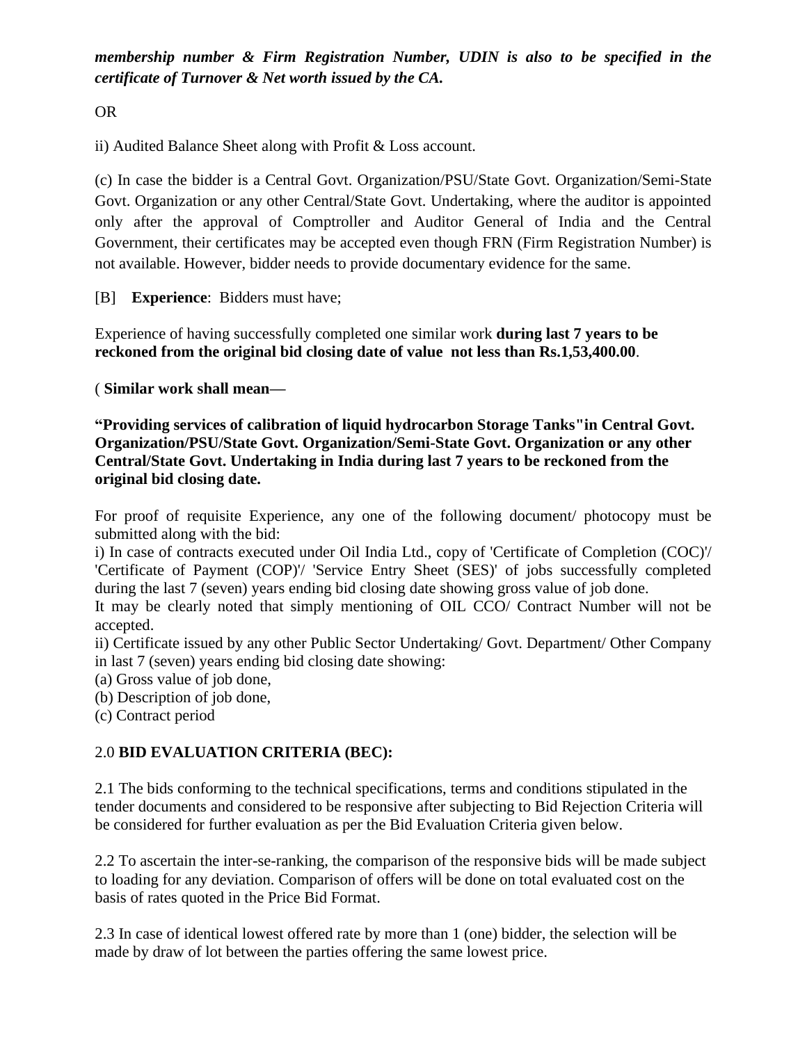***membership number & Firm Registration Number, UDIN is also to be specified in the certificate of Turnover & Net worth issued by the CA.***

OR

ii) Audited Balance Sheet along with Profit & Loss account.

(c) In case the bidder is a Central Govt. Organization/PSU/State Govt. Organization/Semi-State Govt. Organization or any other Central/State Govt. Undertaking, where the auditor is appointed only after the approval of Comptroller and Auditor General of India and the Central Government, their certificates may be accepted even though FRN (Firm Registration Number) is not available. However, bidder needs to provide documentary evidence for the same.

[B] **Experience**: Bidders must have;

Experience of having successfully completed one similar work **during last 7 years to be reckoned from the original bid closing date of value not less than Rs.1,53,400.00**.

( **Similar work shall mean—**

**"Providing services of calibration of liquid hydrocarbon Storage Tanks"in Central Govt. Organization/PSU/State Govt. Organization/Semi-State Govt. Organization or any other Central/State Govt. Undertaking in India during last 7 years to be reckoned from the original bid closing date.**

For proof of requisite Experience, any one of the following document/ photocopy must be submitted along with the bid:

i) In case of contracts executed under Oil India Ltd., copy of 'Certificate of Completion (COC)'/ 'Certificate of Payment (COP)'/ 'Service Entry Sheet (SES)' of jobs successfully completed during the last 7 (seven) years ending bid closing date showing gross value of job done.

It may be clearly noted that simply mentioning of OIL CCO/ Contract Number will not be accepted.

ii) Certificate issued by any other Public Sector Undertaking/ Govt. Department/ Other Company in last 7 (seven) years ending bid closing date showing:

(a) Gross value of job done,
(b) Description of job done,
(c) Contract period

## 2.0 **BID EVALUATION CRITERIA (BEC):**

2.1 The bids conforming to the technical specifications, terms and conditions stipulated in the tender documents and considered to be responsive after subjecting to Bid Rejection Criteria will be considered for further evaluation as per the Bid Evaluation Criteria given below.

2.2 To ascertain the inter-se-ranking, the comparison of the responsive bids will be made subject to loading for any deviation. Comparison of offers will be done on total evaluated cost on the basis of rates quoted in the Price Bid Format.

2.3 In case of identical lowest offered rate by more than 1 (one) bidder, the selection will be made by draw of lot between the parties offering the same lowest price.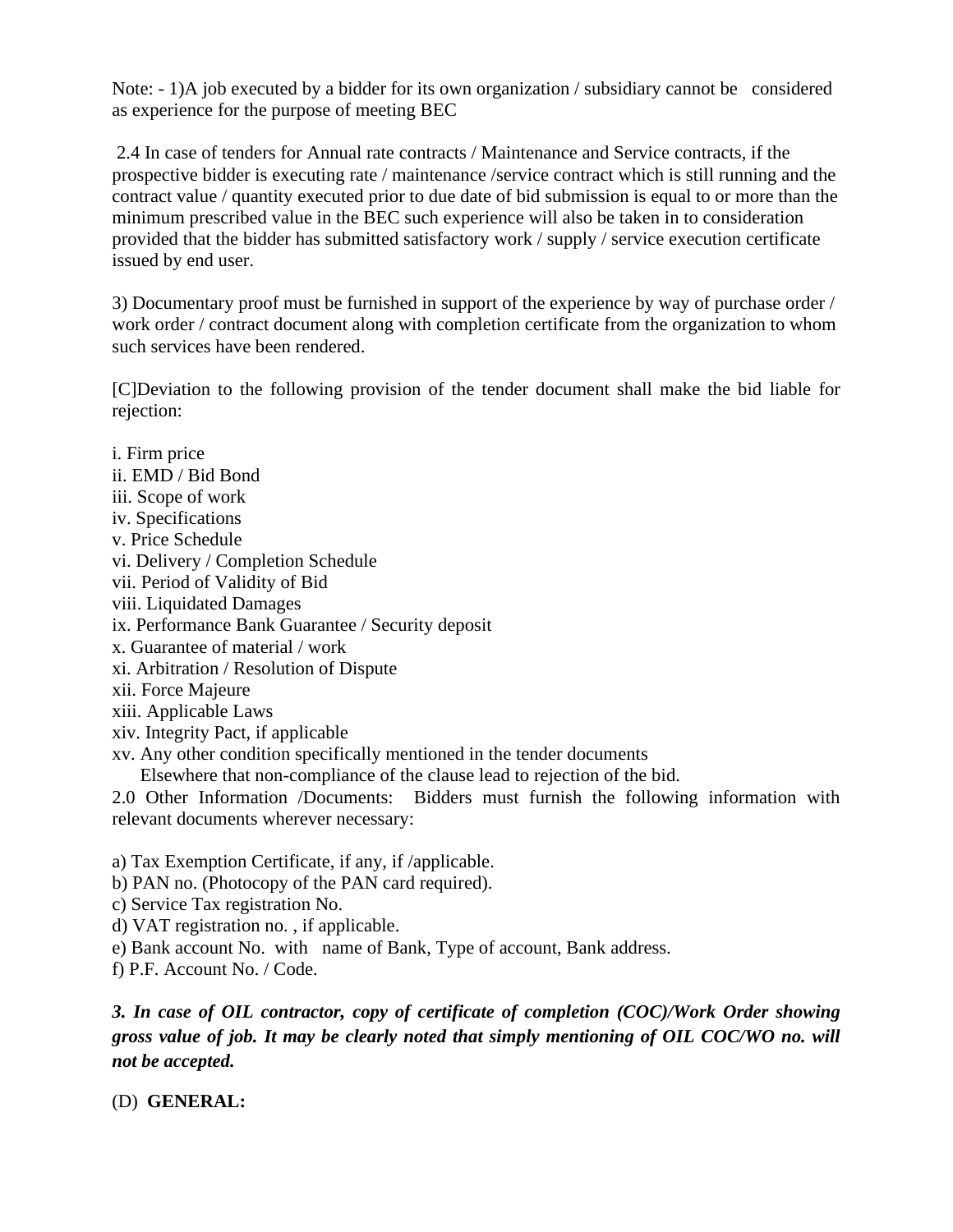Note: - 1)A job executed by a bidder for its own organization / subsidiary cannot be considered as experience for the purpose of meeting BEC

2.4 In case of tenders for Annual rate contracts / Maintenance and Service contracts, if the prospective bidder is executing rate / maintenance /service contract which is still running and the contract value / quantity executed prior to due date of bid submission is equal to or more than the minimum prescribed value in the BEC such experience will also be taken in to consideration provided that the bidder has submitted satisfactory work / supply / service execution certificate issued by end user.

3) Documentary proof must be furnished in support of the experience by way of purchase order / work order / contract document along with completion certificate from the organization to whom such services have been rendered.

[C]Deviation to the following provision of the tender document shall make the bid liable for rejection:

i. Firm price
ii. EMD / Bid Bond
iii. Scope of work
iv. Specifications
v. Price Schedule
vi. Delivery / Completion Schedule
vii. Period of Validity of Bid
viii. Liquidated Damages
ix. Performance Bank Guarantee / Security deposit
x. Guarantee of material / work
xi. Arbitration / Resolution of Dispute
xii. Force Majeure
xiii. Applicable Laws
xiv. Integrity Pact, if applicable
xv. Any other condition specifically mentioned in the tender documents
Elsewhere that non-compliance of the clause lead to rejection of the bid.

2.0 Other Information /Documents: Bidders must furnish the following information with relevant documents wherever necessary:

a) Tax Exemption Certificate, if any, if /applicable.
b) PAN no. (Photocopy of the PAN card required).
c) Service Tax registration No.
d) VAT registration no. , if applicable.
e) Bank account No. with name of Bank, Type of account, Bank address.
f) P.F. Account No. / Code.

***3. In case of OIL contractor, copy of certificate of completion (COC)/Work Order showing gross value of job. It may be clearly noted that simply mentioning of OIL COC/WO no. will not be accepted.***

(D) **GENERAL:**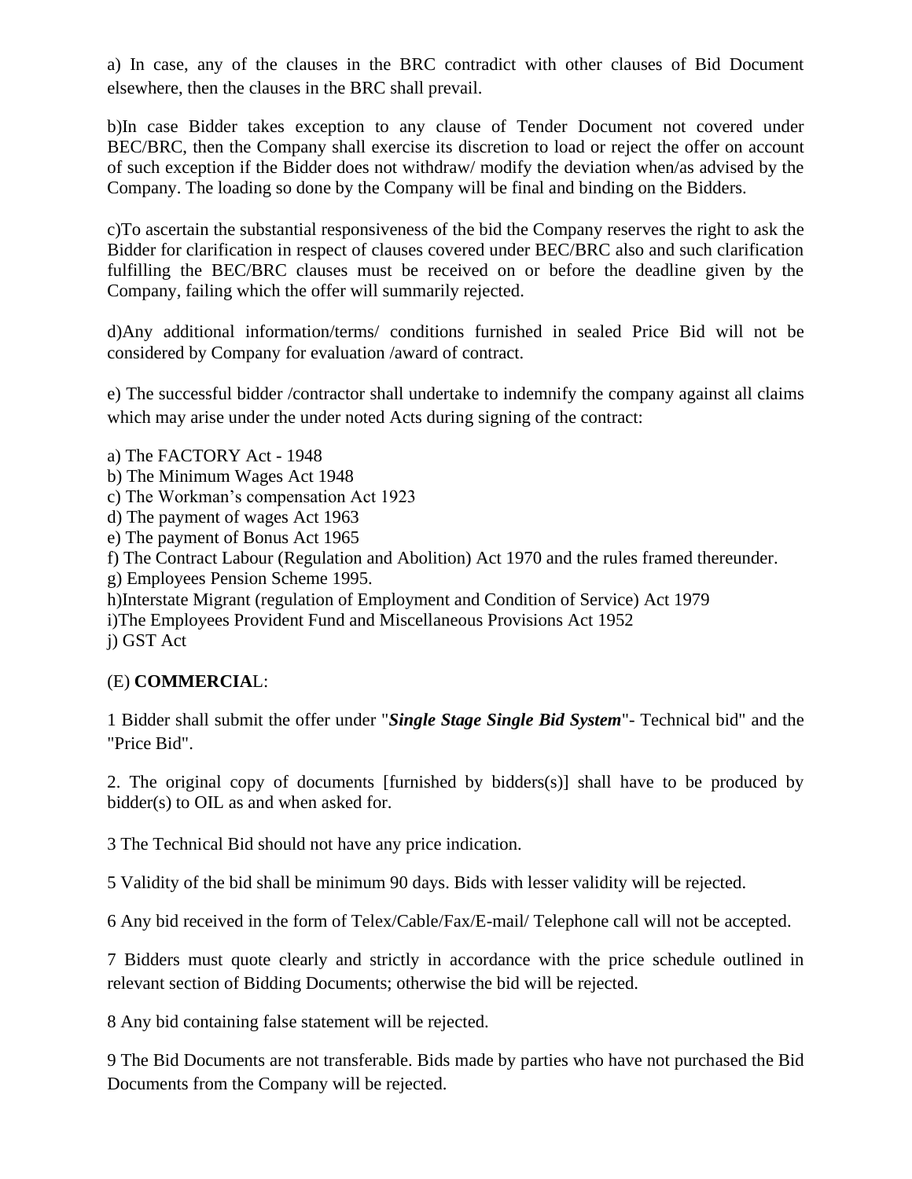a) In case, any of the clauses in the BRC contradict with other clauses of Bid Document elsewhere, then the clauses in the BRC shall prevail.

b)In case Bidder takes exception to any clause of Tender Document not covered under BEC/BRC, then the Company shall exercise its discretion to load or reject the offer on account of such exception if the Bidder does not withdraw/ modify the deviation when/as advised by the Company. The loading so done by the Company will be final and binding on the Bidders.

c)To ascertain the substantial responsiveness of the bid the Company reserves the right to ask the Bidder for clarification in respect of clauses covered under BEC/BRC also and such clarification fulfilling the BEC/BRC clauses must be received on or before the deadline given by the Company, failing which the offer will summarily rejected.

d)Any additional information/terms/ conditions furnished in sealed Price Bid will not be considered by Company for evaluation /award of contract.

e) The successful bidder /contractor shall undertake to indemnify the company against all claims which may arise under the under noted Acts during signing of the contract:

a) The FACTORY Act - 1948
b) The Minimum Wages Act 1948
c) The Workman's compensation Act 1923
d) The payment of wages Act 1963
e) The payment of Bonus Act 1965
f) The Contract Labour (Regulation and Abolition) Act 1970 and the rules framed thereunder.
g) Employees Pension Scheme 1995.
h)Interstate Migrant (regulation of Employment and Condition of Service) Act 1979
i)The Employees Provident Fund and Miscellaneous Provisions Act 1952
j) GST Act

(E) **COMMERCIA**L:

1 Bidder shall submit the offer under "***Single Stage Single Bid System***"- Technical bid" and the "Price Bid".

2. The original copy of documents [furnished by bidders(s)] shall have to be produced by bidder(s) to OIL as and when asked for.

3 The Technical Bid should not have any price indication.

5 Validity of the bid shall be minimum 90 days. Bids with lesser validity will be rejected.

6 Any bid received in the form of Telex/Cable/Fax/E-mail/ Telephone call will not be accepted.

7 Bidders must quote clearly and strictly in accordance with the price schedule outlined in relevant section of Bidding Documents; otherwise the bid will be rejected.

8 Any bid containing false statement will be rejected.

9 The Bid Documents are not transferable. Bids made by parties who have not purchased the Bid Documents from the Company will be rejected.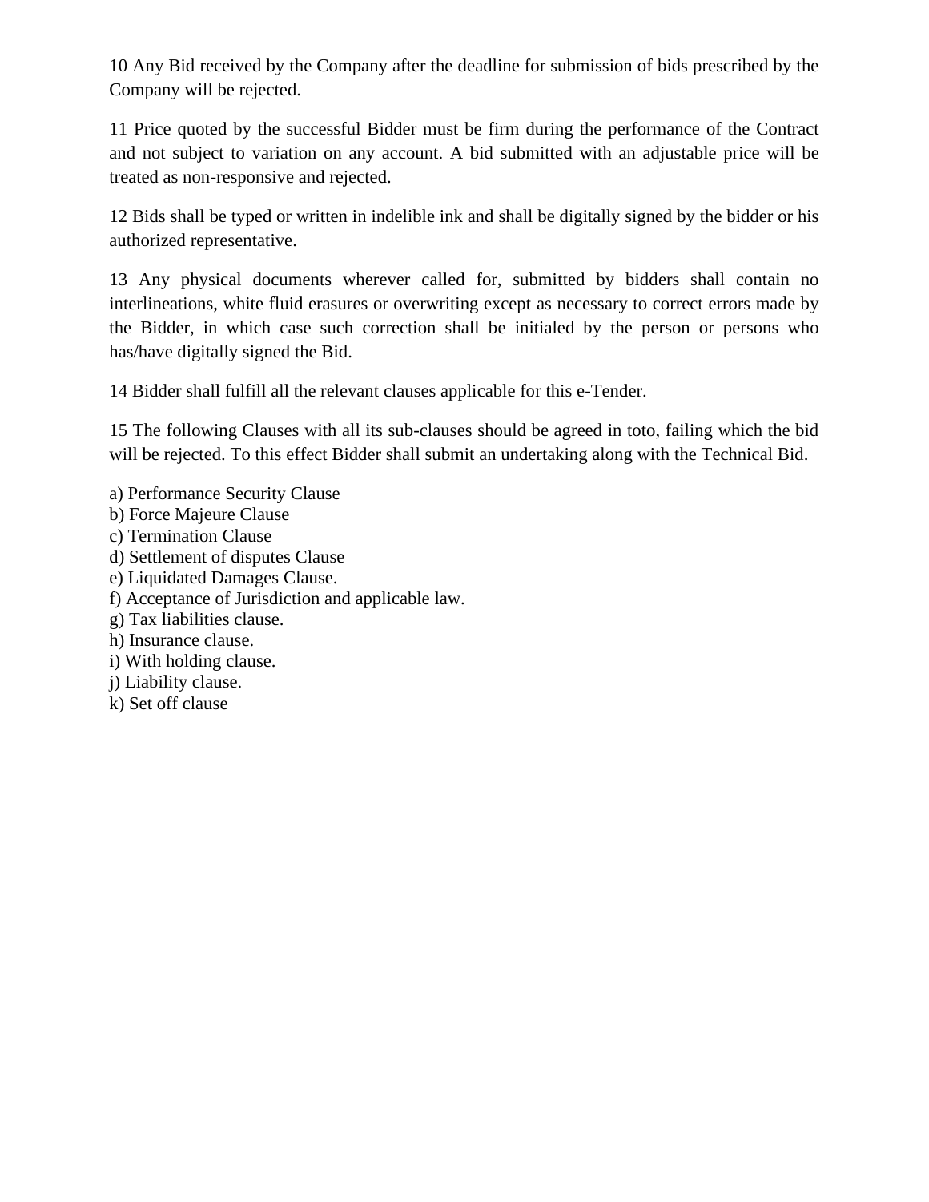10 Any Bid received by the Company after the deadline for submission of bids prescribed by the Company will be rejected.

11 Price quoted by the successful Bidder must be firm during the performance of the Contract and not subject to variation on any account. A bid submitted with an adjustable price will be treated as non-responsive and rejected.

12 Bids shall be typed or written in indelible ink and shall be digitally signed by the bidder or his authorized representative.

13 Any physical documents wherever called for, submitted by bidders shall contain no interlineations, white fluid erasures or overwriting except as necessary to correct errors made by the Bidder, in which case such correction shall be initialed by the person or persons who has/have digitally signed the Bid.

14 Bidder shall fulfill all the relevant clauses applicable for this e-Tender.

15 The following Clauses with all its sub-clauses should be agreed in toto, failing which the bid will be rejected. To this effect Bidder shall submit an undertaking along with the Technical Bid.

a) Performance Security Clause  
b) Force Majeure Clause  
c) Termination Clause  
d) Settlement of disputes Clause  
e) Liquidated Damages Clause.  
f) Acceptance of Jurisdiction and applicable law.  
g) Tax liabilities clause.  
h) Insurance clause.  
i) With holding clause.  
j) Liability clause.  
k) Set off clause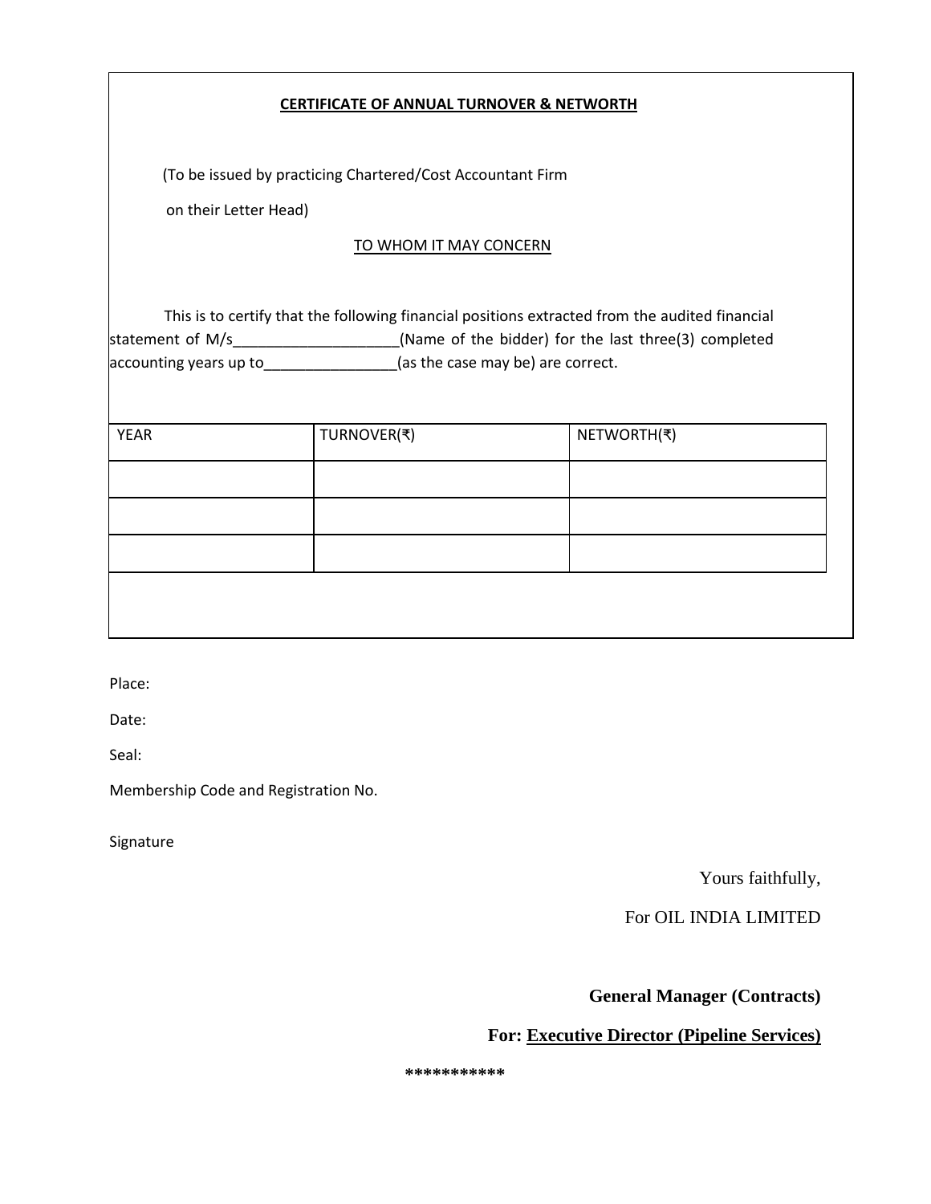**CERTIFICATE OF ANNUAL TURNOVER & NETWORTH**

(To be issued by practicing Chartered/Cost Accountant Firm

on their Letter Head)

TO WHOM IT MAY CONCERN

This is to certify that the following financial positions extracted from the audited financial statement of M/s____________________(Name of the bidder) for the last three(3) completed accounting years up to________________(as the case may be) are correct.

| YEAR | TURNOVER(₹) | NETWORTH(₹) |
|---|---|---|
| | | |
| | | |
| | | |

Place:

Date:

Seal:

Membership Code and Registration No.

Signature

Yours faithfully,

For OIL INDIA LIMITED

**General Manager (Contracts)**

**For: Executive Director (Pipeline Services)**

***********